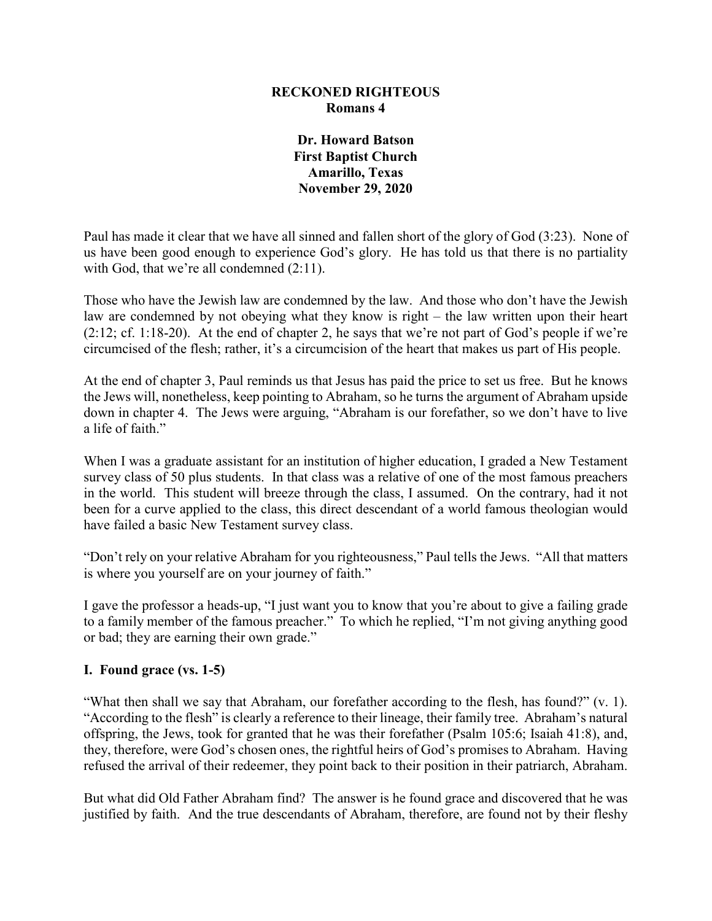# RECKONED RIGHTEOUS
## Romans 4

**Dr. Howard Batson**
**First Baptist Church**
**Amarillo, Texas**
**November 29, 2020**

Paul has made it clear that we have all sinned and fallen short of the glory of God (3:23). None of us have been good enough to experience God's glory. He has told us that there is no partiality with God, that we're all condemned (2:11).

Those who have the Jewish law are condemned by the law. And those who don't have the Jewish law are condemned by not obeying what they know is right – the law written upon their heart (2:12; cf. 1:18-20). At the end of chapter 2, he says that we're not part of God's people if we're circumcised of the flesh; rather, it's a circumcision of the heart that makes us part of His people.

At the end of chapter 3, Paul reminds us that Jesus has paid the price to set us free. But he knows the Jews will, nonetheless, keep pointing to Abraham, so he turns the argument of Abraham upside down in chapter 4. The Jews were arguing, "Abraham is our forefather, so we don't have to live a life of faith."

When I was a graduate assistant for an institution of higher education, I graded a New Testament survey class of 50 plus students. In that class was a relative of one of the most famous preachers in the world. This student will breeze through the class, I assumed. On the contrary, had it not been for a curve applied to the class, this direct descendant of a world famous theologian would have failed a basic New Testament survey class.

"Don't rely on your relative Abraham for you righteousness," Paul tells the Jews. "All that matters is where you yourself are on your journey of faith."

I gave the professor a heads-up, "I just want you to know that you're about to give a failing grade to a family member of the famous preacher." To which he replied, "I'm not giving anything good or bad; they are earning their own grade."

### I. Found grace (vs. 1-5)

"What then shall we say that Abraham, our forefather according to the flesh, has found?" (v. 1). "According to the flesh" is clearly a reference to their lineage, their family tree. Abraham's natural offspring, the Jews, took for granted that he was their forefather (Psalm 105:6; Isaiah 41:8), and, they, therefore, were God's chosen ones, the rightful heirs of God's promises to Abraham. Having refused the arrival of their redeemer, they point back to their position in their patriarch, Abraham.

But what did Old Father Abraham find? The answer is he found grace and discovered that he was justified by faith. And the true descendants of Abraham, therefore, are found not by their fleshy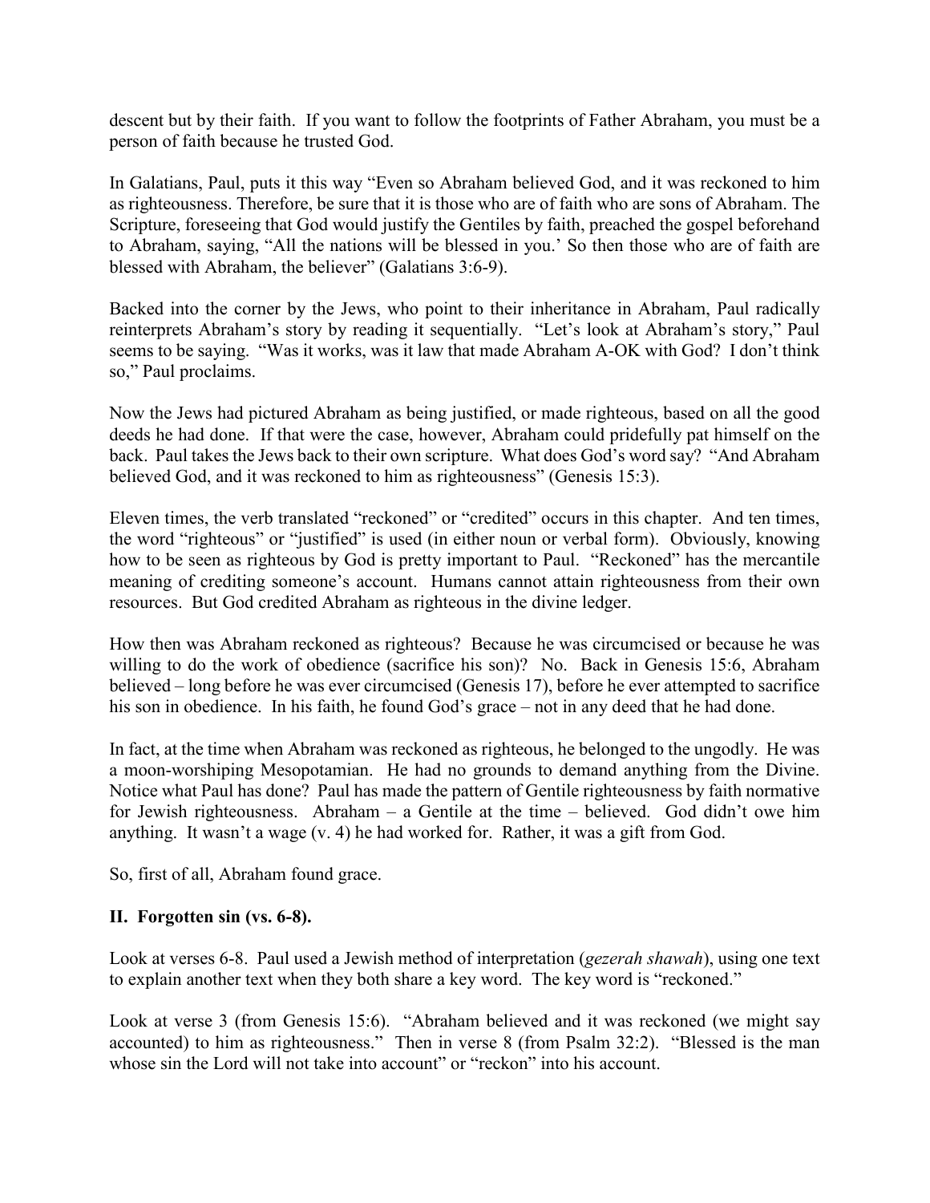descent but by their faith. If you want to follow the footprints of Father Abraham, you must be a person of faith because he trusted God.

In Galatians, Paul, puts it this way "Even so Abraham believed God, and it was reckoned to him as righteousness. Therefore, be sure that it is those who are of faith who are sons of Abraham. The Scripture, foreseeing that God would justify the Gentiles by faith, preached the gospel beforehand to Abraham, saying, "All the nations will be blessed in you.' So then those who are of faith are blessed with Abraham, the believer" (Galatians 3:6-9).

Backed into the corner by the Jews, who point to their inheritance in Abraham, Paul radically reinterprets Abraham's story by reading it sequentially. "Let's look at Abraham's story," Paul seems to be saying. "Was it works, was it law that made Abraham A-OK with God? I don't think so," Paul proclaims.

Now the Jews had pictured Abraham as being justified, or made righteous, based on all the good deeds he had done. If that were the case, however, Abraham could pridefully pat himself on the back. Paul takes the Jews back to their own scripture. What does God's word say? "And Abraham believed God, and it was reckoned to him as righteousness" (Genesis 15:3).

Eleven times, the verb translated "reckoned" or "credited" occurs in this chapter. And ten times, the word "righteous" or "justified" is used (in either noun or verbal form). Obviously, knowing how to be seen as righteous by God is pretty important to Paul. "Reckoned" has the mercantile meaning of crediting someone's account. Humans cannot attain righteousness from their own resources. But God credited Abraham as righteous in the divine ledger.

How then was Abraham reckoned as righteous? Because he was circumcised or because he was willing to do the work of obedience (sacrifice his son)? No. Back in Genesis 15:6, Abraham believed – long before he was ever circumcised (Genesis 17), before he ever attempted to sacrifice his son in obedience. In his faith, he found God's grace – not in any deed that he had done.

In fact, at the time when Abraham was reckoned as righteous, he belonged to the ungodly. He was a moon-worshiping Mesopotamian. He had no grounds to demand anything from the Divine. Notice what Paul has done? Paul has made the pattern of Gentile righteousness by faith normative for Jewish righteousness. Abraham – a Gentile at the time – believed. God didn't owe him anything. It wasn't a wage (v. 4) he had worked for. Rather, it was a gift from God.

So, first of all, Abraham found grace.

## II. Forgotten sin (vs. 6-8).

Look at verses 6-8. Paul used a Jewish method of interpretation (*gezerah shawah*), using one text to explain another text when they both share a key word. The key word is "reckoned."

Look at verse 3 (from Genesis 15:6). "Abraham believed and it was reckoned (we might say accounted) to him as righteousness." Then in verse 8 (from Psalm 32:2). "Blessed is the man whose sin the Lord will not take into account" or "reckon" into his account.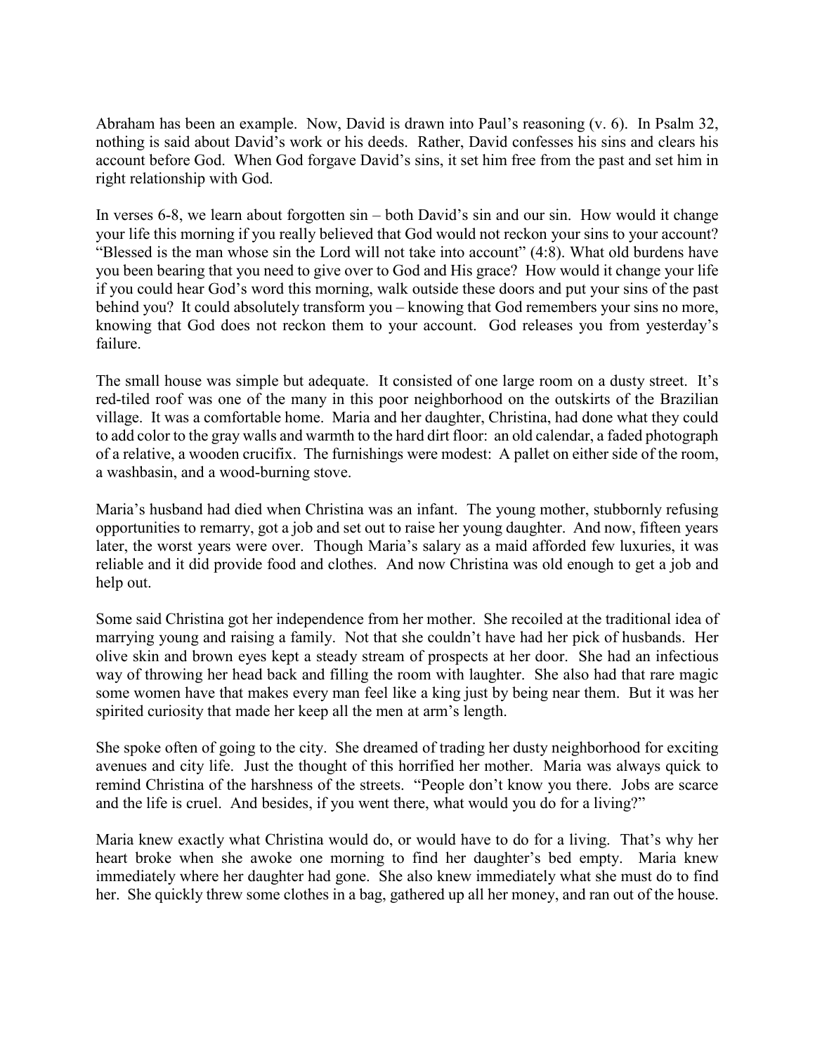Abraham has been an example. Now, David is drawn into Paul's reasoning (v. 6). In Psalm 32, nothing is said about David's work or his deeds. Rather, David confesses his sins and clears his account before God. When God forgave David's sins, it set him free from the past and set him in right relationship with God.

In verses 6-8, we learn about forgotten sin – both David's sin and our sin. How would it change your life this morning if you really believed that God would not reckon your sins to your account? "Blessed is the man whose sin the Lord will not take into account" (4:8). What old burdens have you been bearing that you need to give over to God and His grace? How would it change your life if you could hear God's word this morning, walk outside these doors and put your sins of the past behind you? It could absolutely transform you – knowing that God remembers your sins no more, knowing that God does not reckon them to your account. God releases you from yesterday's failure.

The small house was simple but adequate. It consisted of one large room on a dusty street. It's red-tiled roof was one of the many in this poor neighborhood on the outskirts of the Brazilian village. It was a comfortable home. Maria and her daughter, Christina, had done what they could to add color to the gray walls and warmth to the hard dirt floor: an old calendar, a faded photograph of a relative, a wooden crucifix. The furnishings were modest: A pallet on either side of the room, a washbasin, and a wood-burning stove.

Maria's husband had died when Christina was an infant. The young mother, stubbornly refusing opportunities to remarry, got a job and set out to raise her young daughter. And now, fifteen years later, the worst years were over. Though Maria's salary as a maid afforded few luxuries, it was reliable and it did provide food and clothes. And now Christina was old enough to get a job and help out.

Some said Christina got her independence from her mother. She recoiled at the traditional idea of marrying young and raising a family. Not that she couldn't have had her pick of husbands. Her olive skin and brown eyes kept a steady stream of prospects at her door. She had an infectious way of throwing her head back and filling the room with laughter. She also had that rare magic some women have that makes every man feel like a king just by being near them. But it was her spirited curiosity that made her keep all the men at arm's length.

She spoke often of going to the city. She dreamed of trading her dusty neighborhood for exciting avenues and city life. Just the thought of this horrified her mother. Maria was always quick to remind Christina of the harshness of the streets. "People don't know you there. Jobs are scarce and the life is cruel. And besides, if you went there, what would you do for a living?"

Maria knew exactly what Christina would do, or would have to do for a living. That's why her heart broke when she awoke one morning to find her daughter's bed empty. Maria knew immediately where her daughter had gone. She also knew immediately what she must do to find her. She quickly threw some clothes in a bag, gathered up all her money, and ran out of the house.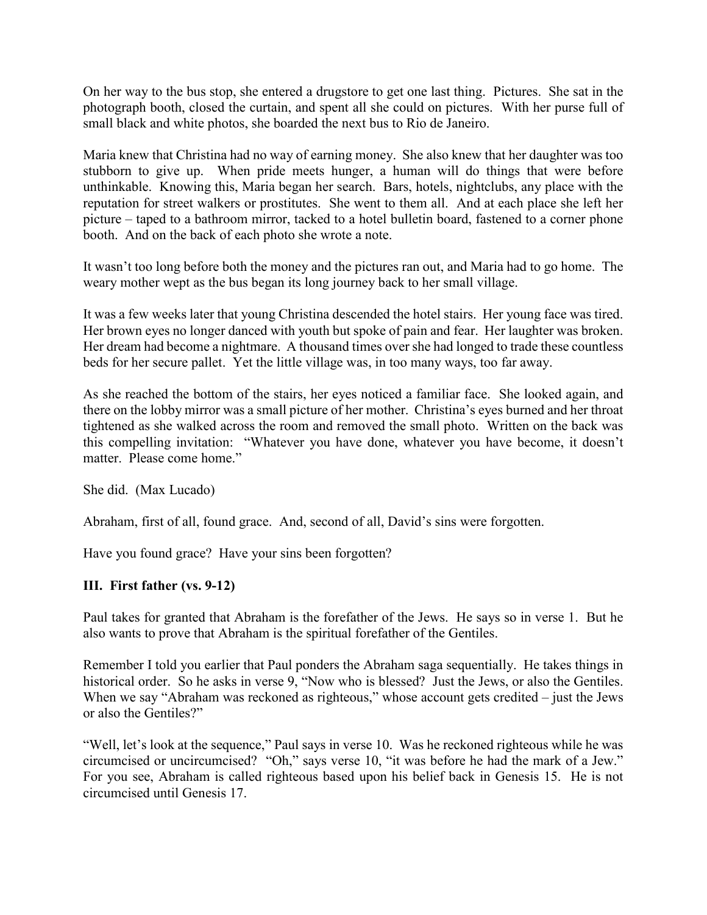On her way to the bus stop, she entered a drugstore to get one last thing. Pictures. She sat in the photograph booth, closed the curtain, and spent all she could on pictures. With her purse full of small black and white photos, she boarded the next bus to Rio de Janeiro.

Maria knew that Christina had no way of earning money. She also knew that her daughter was too stubborn to give up. When pride meets hunger, a human will do things that were before unthinkable. Knowing this, Maria began her search. Bars, hotels, nightclubs, any place with the reputation for street walkers or prostitutes. She went to them all. And at each place she left her picture – taped to a bathroom mirror, tacked to a hotel bulletin board, fastened to a corner phone booth. And on the back of each photo she wrote a note.

It wasn't too long before both the money and the pictures ran out, and Maria had to go home. The weary mother wept as the bus began its long journey back to her small village.

It was a few weeks later that young Christina descended the hotel stairs. Her young face was tired. Her brown eyes no longer danced with youth but spoke of pain and fear. Her laughter was broken. Her dream had become a nightmare. A thousand times over she had longed to trade these countless beds for her secure pallet. Yet the little village was, in too many ways, too far away.

As she reached the bottom of the stairs, her eyes noticed a familiar face. She looked again, and there on the lobby mirror was a small picture of her mother. Christina's eyes burned and her throat tightened as she walked across the room and removed the small photo. Written on the back was this compelling invitation: "Whatever you have done, whatever you have become, it doesn't matter. Please come home."

She did. (Max Lucado)

Abraham, first of all, found grace. And, second of all, David's sins were forgotten.

Have you found grace? Have your sins been forgotten?

### III. First father (vs. 9-12)

Paul takes for granted that Abraham is the forefather of the Jews. He says so in verse 1. But he also wants to prove that Abraham is the spiritual forefather of the Gentiles.

Remember I told you earlier that Paul ponders the Abraham saga sequentially. He takes things in historical order. So he asks in verse 9, "Now who is blessed? Just the Jews, or also the Gentiles. When we say "Abraham was reckoned as righteous," whose account gets credited – just the Jews or also the Gentiles?"

"Well, let's look at the sequence," Paul says in verse 10. Was he reckoned righteous while he was circumcised or uncircumcised? "Oh," says verse 10, "it was before he had the mark of a Jew." For you see, Abraham is called righteous based upon his belief back in Genesis 15. He is not circumcised until Genesis 17.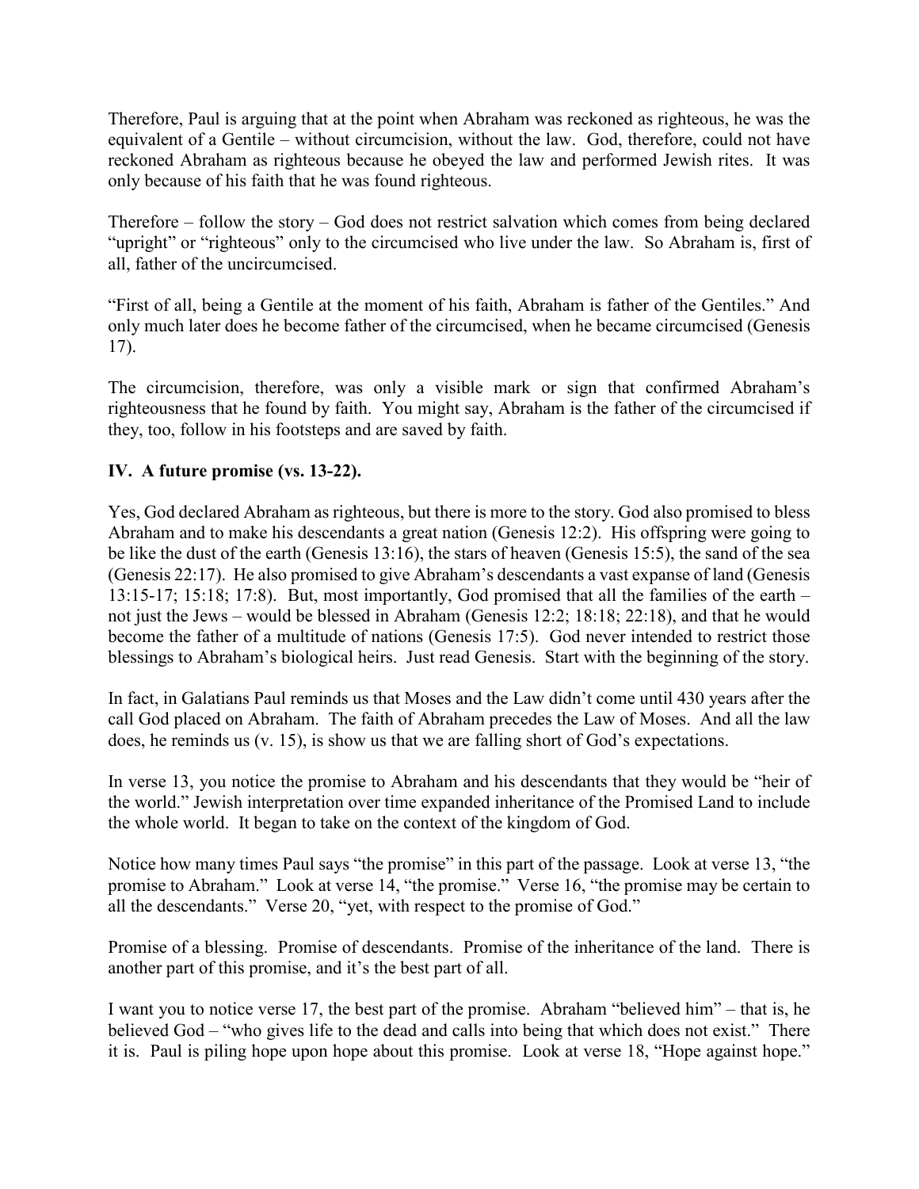Therefore, Paul is arguing that at the point when Abraham was reckoned as righteous, he was the equivalent of a Gentile – without circumcision, without the law. God, therefore, could not have reckoned Abraham as righteous because he obeyed the law and performed Jewish rites. It was only because of his faith that he was found righteous.

Therefore – follow the story – God does not restrict salvation which comes from being declared "upright" or "righteous" only to the circumcised who live under the law. So Abraham is, first of all, father of the uncircumcised.

"First of all, being a Gentile at the moment of his faith, Abraham is father of the Gentiles." And only much later does he become father of the circumcised, when he became circumcised (Genesis 17).

The circumcision, therefore, was only a visible mark or sign that confirmed Abraham's righteousness that he found by faith. You might say, Abraham is the father of the circumcised if they, too, follow in his footsteps and are saved by faith.

## IV. A future promise (vs. 13-22).

Yes, God declared Abraham as righteous, but there is more to the story. God also promised to bless Abraham and to make his descendants a great nation (Genesis 12:2). His offspring were going to be like the dust of the earth (Genesis 13:16), the stars of heaven (Genesis 15:5), the sand of the sea (Genesis 22:17). He also promised to give Abraham's descendants a vast expanse of land (Genesis 13:15-17; 15:18; 17:8). But, most importantly, God promised that all the families of the earth – not just the Jews – would be blessed in Abraham (Genesis 12:2; 18:18; 22:18), and that he would become the father of a multitude of nations (Genesis 17:5). God never intended to restrict those blessings to Abraham's biological heirs. Just read Genesis. Start with the beginning of the story.

In fact, in Galatians Paul reminds us that Moses and the Law didn't come until 430 years after the call God placed on Abraham. The faith of Abraham precedes the Law of Moses. And all the law does, he reminds us (v. 15), is show us that we are falling short of God's expectations.

In verse 13, you notice the promise to Abraham and his descendants that they would be "heir of the world." Jewish interpretation over time expanded inheritance of the Promised Land to include the whole world. It began to take on the context of the kingdom of God.

Notice how many times Paul says "the promise" in this part of the passage. Look at verse 13, "the promise to Abraham." Look at verse 14, "the promise." Verse 16, "the promise may be certain to all the descendants." Verse 20, "yet, with respect to the promise of God."

Promise of a blessing. Promise of descendants. Promise of the inheritance of the land. There is another part of this promise, and it's the best part of all.

I want you to notice verse 17, the best part of the promise. Abraham "believed him" – that is, he believed God – "who gives life to the dead and calls into being that which does not exist." There it is. Paul is piling hope upon hope about this promise. Look at verse 18, "Hope against hope."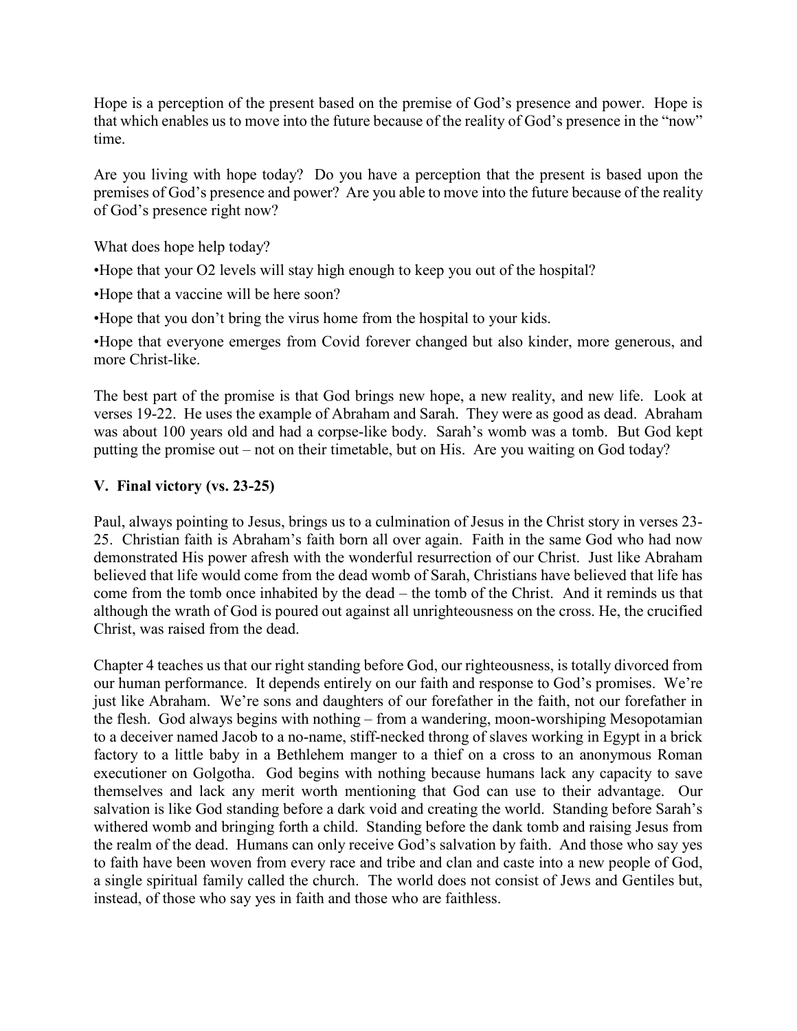Hope is a perception of the present based on the premise of God's presence and power. Hope is that which enables us to move into the future because of the reality of God's presence in the "now" time.

Are you living with hope today? Do you have a perception that the present is based upon the premises of God's presence and power? Are you able to move into the future because of the reality of God's presence right now?

What does hope help today?

- Hope that your O2 levels will stay high enough to keep you out of the hospital?
- Hope that a vaccine will be here soon?
- Hope that you don't bring the virus home from the hospital to your kids.
- Hope that everyone emerges from Covid forever changed but also kinder, more generous, and more Christ-like.

The best part of the promise is that God brings new hope, a new reality, and new life. Look at verses 19-22. He uses the example of Abraham and Sarah. They were as good as dead. Abraham was about 100 years old and had a corpse-like body. Sarah's womb was a tomb. But God kept putting the promise out – not on their timetable, but on His. Are you waiting on God today?

### V. Final victory (vs. 23-25)

Paul, always pointing to Jesus, brings us to a culmination of Jesus in the Christ story in verses 23-25. Christian faith is Abraham's faith born all over again. Faith in the same God who had now demonstrated His power afresh with the wonderful resurrection of our Christ. Just like Abraham believed that life would come from the dead womb of Sarah, Christians have believed that life has come from the tomb once inhabited by the dead – the tomb of the Christ. And it reminds us that although the wrath of God is poured out against all unrighteousness on the cross. He, the crucified Christ, was raised from the dead.

Chapter 4 teaches us that our right standing before God, our righteousness, is totally divorced from our human performance. It depends entirely on our faith and response to God's promises. We're just like Abraham. We're sons and daughters of our forefather in the faith, not our forefather in the flesh. God always begins with nothing – from a wandering, moon-worshiping Mesopotamian to a deceiver named Jacob to a no-name, stiff-necked throng of slaves working in Egypt in a brick factory to a little baby in a Bethlehem manger to a thief on a cross to an anonymous Roman executioner on Golgotha. God begins with nothing because humans lack any capacity to save themselves and lack any merit worth mentioning that God can use to their advantage. Our salvation is like God standing before a dark void and creating the world. Standing before Sarah's withered womb and bringing forth a child. Standing before the dank tomb and raising Jesus from the realm of the dead. Humans can only receive God's salvation by faith. And those who say yes to faith have been woven from every race and tribe and clan and caste into a new people of God, a single spiritual family called the church. The world does not consist of Jews and Gentiles but, instead, of those who say yes in faith and those who are faithless.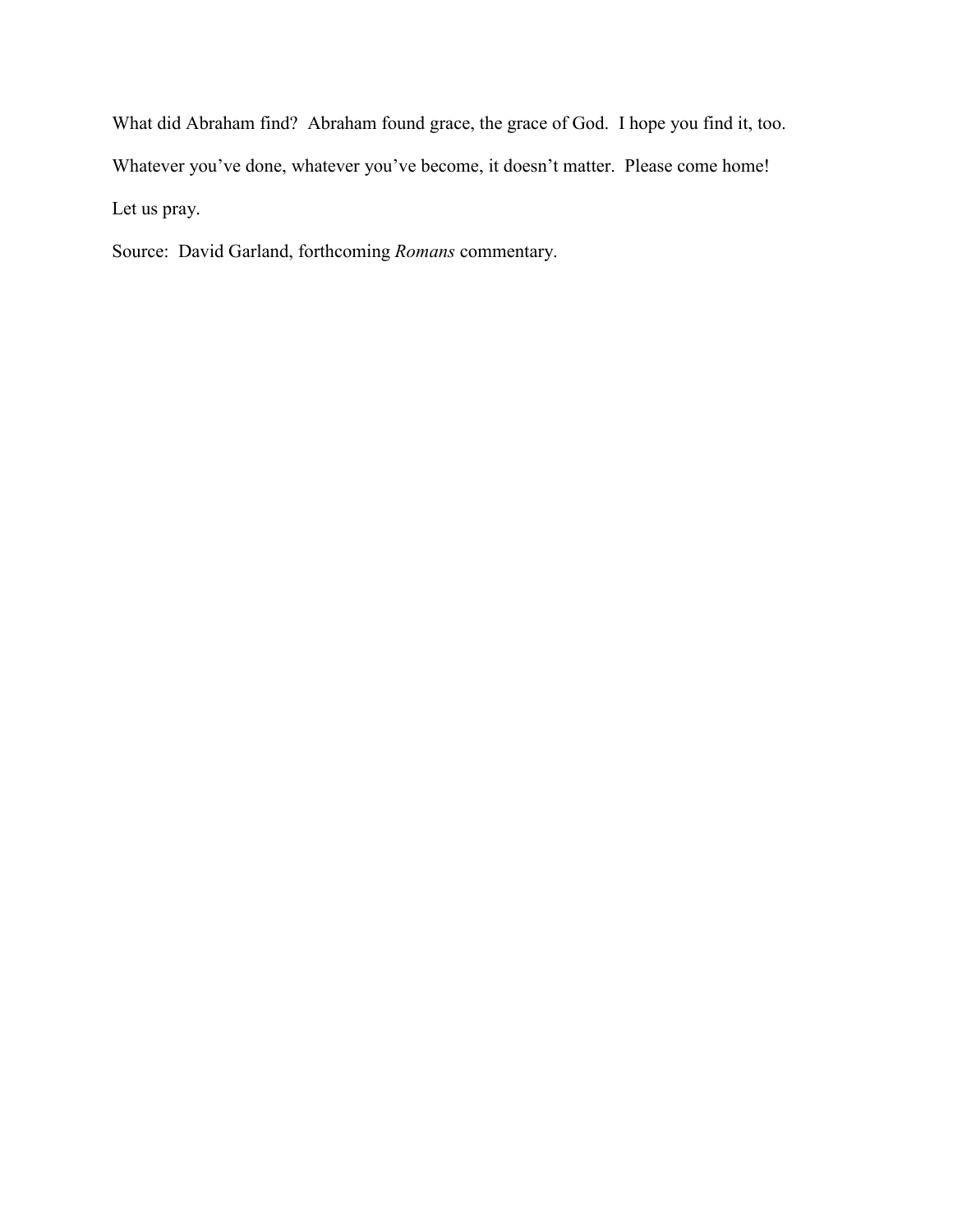What did Abraham find? Abraham found grace, the grace of God. I hope you find it, too.

Whatever you've done, whatever you've become, it doesn't matter. Please come home!

Let us pray.

Source: David Garland, forthcoming *Romans* commentary.